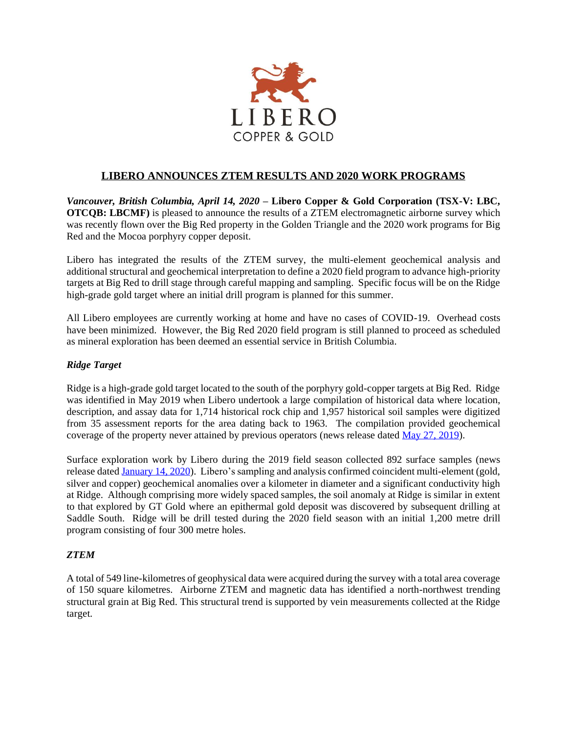# LIBERO ANNOUNCES ZTEM RESULTS AND 2020 WORK PROGRAMS

***Vancouver, British Columbia, April 14, 2020*** **– Libero Copper & Gold Corporation (TSX-V: LBC, OTCQB: LBCMF)** is pleased to announce the results of a ZTEM electromagnetic airborne survey which was recently flown over the Big Red property in the Golden Triangle and the 2020 work programs for Big Red and the Mocoa porphyry copper deposit.

Libero has integrated the results of the ZTEM survey, the multi-element geochemical analysis and additional structural and geochemical interpretation to define a 2020 field program to advance high-priority targets at Big Red to drill stage through careful mapping and sampling. Specific focus will be on the Ridge high-grade gold target where an initial drill program is planned for this summer.

All Libero employees are currently working at home and have no cases of COVID-19. Overhead costs have been minimized. However, the Big Red 2020 field program is still planned to proceed as scheduled as mineral exploration has been deemed an essential service in British Columbia.

### *Ridge Target*

Ridge is a high-grade gold target located to the south of the porphyry gold-copper targets at Big Red. Ridge was identified in May 2019 when Libero undertook a large compilation of historical data where location, description, and assay data for 1,714 historical rock chip and 1,957 historical soil samples were digitized from 35 assessment reports for the area dating back to 1963. The compilation provided geochemical coverage of the property never attained by previous operators (news release dated [May 27, 2019]).

Surface exploration work by Libero during the 2019 field season collected 892 surface samples (news release dated [January 14, 2020]). Libero's sampling and analysis confirmed coincident multi-element (gold, silver and copper) geochemical anomalies over a kilometer in diameter and a significant conductivity high at Ridge. Although comprising more widely spaced samples, the soil anomaly at Ridge is similar in extent to that explored by GT Gold where an epithermal gold deposit was discovered by subsequent drilling at Saddle South. Ridge will be drill tested during the 2020 field season with an initial 1,200 metre drill program consisting of four 300 metre holes.

### *ZTEM*

A total of 549 line-kilometres of geophysical data were acquired during the survey with a total area coverage of 150 square kilometres. Airborne ZTEM and magnetic data has identified a north-northwest trending structural grain at Big Red. This structural trend is supported by vein measurements collected at the Ridge target.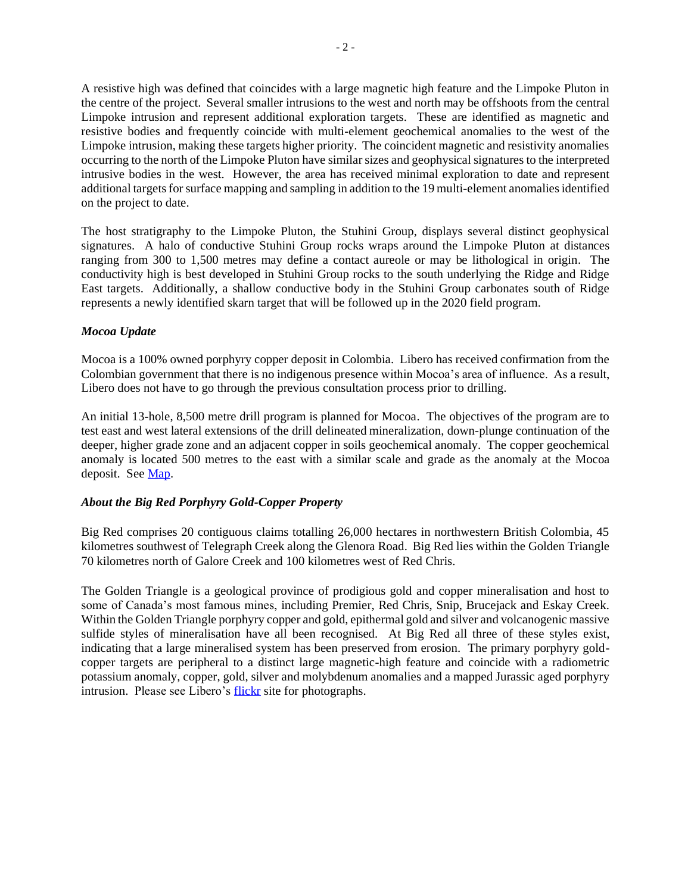A resistive high was defined that coincides with a large magnetic high feature and the Limpoke Pluton in the centre of the project. Several smaller intrusions to the west and north may be offshoots from the central Limpoke intrusion and represent additional exploration targets. These are identified as magnetic and resistive bodies and frequently coincide with multi-element geochemical anomalies to the west of the Limpoke intrusion, making these targets higher priority. The coincident magnetic and resistivity anomalies occurring to the north of the Limpoke Pluton have similar sizes and geophysical signatures to the interpreted intrusive bodies in the west. However, the area has received minimal exploration to date and represent additional targets for surface mapping and sampling in addition to the 19 multi-element anomalies identified on the project to date.

The host stratigraphy to the Limpoke Pluton, the Stuhini Group, displays several distinct geophysical signatures. A halo of conductive Stuhini Group rocks wraps around the Limpoke Pluton at distances ranging from 300 to 1,500 metres may define a contact aureole or may be lithological in origin. The conductivity high is best developed in Stuhini Group rocks to the south underlying the Ridge and Ridge East targets. Additionally, a shallow conductive body in the Stuhini Group carbonates south of Ridge represents a newly identified skarn target that will be followed up in the 2020 field program.

***Mocoa Update***

Mocoa is a 100% owned porphyry copper deposit in Colombia. Libero has received confirmation from the Colombian government that there is no indigenous presence within Mocoa's area of influence. As a result, Libero does not have to go through the previous consultation process prior to drilling.

An initial 13-hole, 8,500 metre drill program is planned for Mocoa. The objectives of the program are to test east and west lateral extensions of the drill delineated mineralization, down-plunge continuation of the deeper, higher grade zone and an adjacent copper in soils geochemical anomaly. The copper geochemical anomaly is located 500 metres to the east with a similar scale and grade as the anomaly at the Mocoa deposit. See Map.

***About the Big Red Porphyry Gold-Copper Property***

Big Red comprises 20 contiguous claims totalling 26,000 hectares in northwestern British Colombia, 45 kilometres southwest of Telegraph Creek along the Glenora Road. Big Red lies within the Golden Triangle 70 kilometres north of Galore Creek and 100 kilometres west of Red Chris.

The Golden Triangle is a geological province of prodigious gold and copper mineralisation and host to some of Canada's most famous mines, including Premier, Red Chris, Snip, Brucejack and Eskay Creek. Within the Golden Triangle porphyry copper and gold, epithermal gold and silver and volcanogenic massive sulfide styles of mineralisation have all been recognised. At Big Red all three of these styles exist, indicating that a large mineralised system has been preserved from erosion. The primary porphyry gold-copper targets are peripheral to a distinct large magnetic-high feature and coincide with a radiometric potassium anomaly, copper, gold, silver and molybdenum anomalies and a mapped Jurassic aged porphyry intrusion. Please see Libero's flickr site for photographs.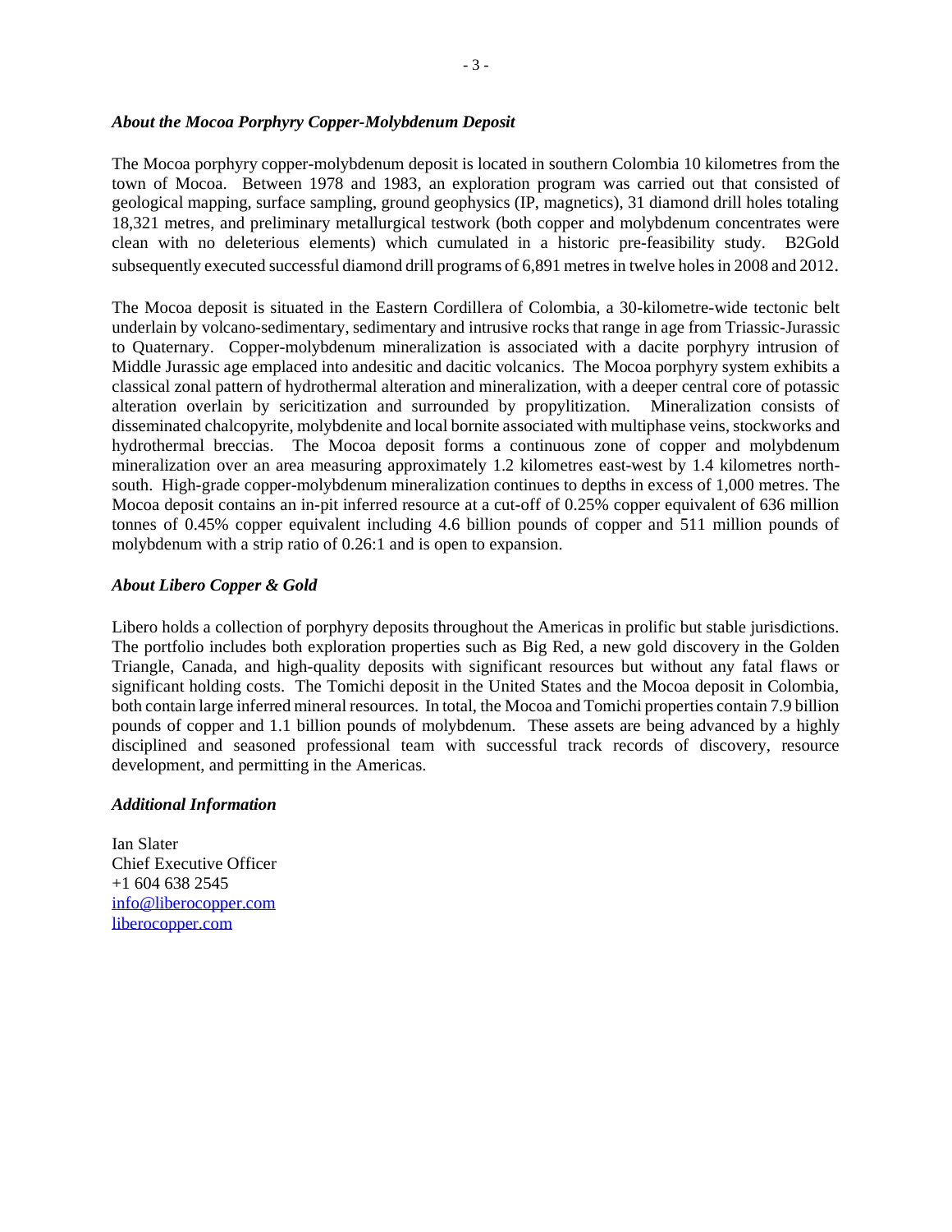### *About the Mocoa Porphyry Copper-Molybdenum Deposit*

The Mocoa porphyry copper-molybdenum deposit is located in southern Colombia 10 kilometres from the town of Mocoa. Between 1978 and 1983, an exploration program was carried out that consisted of geological mapping, surface sampling, ground geophysics (IP, magnetics), 31 diamond drill holes totaling 18,321 metres, and preliminary metallurgical testwork (both copper and molybdenum concentrates were clean with no deleterious elements) which cumulated in a historic pre-feasibility study. B2Gold subsequently executed successful diamond drill programs of 6,891 metres in twelve holes in 2008 and 2012.

The Mocoa deposit is situated in the Eastern Cordillera of Colombia, a 30-kilometre-wide tectonic belt underlain by volcano-sedimentary, sedimentary and intrusive rocks that range in age from Triassic-Jurassic to Quaternary. Copper-molybdenum mineralization is associated with a dacite porphyry intrusion of Middle Jurassic age emplaced into andesitic and dacitic volcanics. The Mocoa porphyry system exhibits a classical zonal pattern of hydrothermal alteration and mineralization, with a deeper central core of potassic alteration overlain by sericitization and surrounded by propylitization. Mineralization consists of disseminated chalcopyrite, molybdenite and local bornite associated with multiphase veins, stockworks and hydrothermal breccias. The Mocoa deposit forms a continuous zone of copper and molybdenum mineralization over an area measuring approximately 1.2 kilometres east-west by 1.4 kilometres north-south. High-grade copper-molybdenum mineralization continues to depths in excess of 1,000 metres. The Mocoa deposit contains an in-pit inferred resource at a cut-off of 0.25% copper equivalent of 636 million tonnes of 0.45% copper equivalent including 4.6 billion pounds of copper and 511 million pounds of molybdenum with a strip ratio of 0.26:1 and is open to expansion.

### *About Libero Copper & Gold*

Libero holds a collection of porphyry deposits throughout the Americas in prolific but stable jurisdictions. The portfolio includes both exploration properties such as Big Red, a new gold discovery in the Golden Triangle, Canada, and high-quality deposits with significant resources but without any fatal flaws or significant holding costs. The Tomichi deposit in the United States and the Mocoa deposit in Colombia, both contain large inferred mineral resources. In total, the Mocoa and Tomichi properties contain 7.9 billion pounds of copper and 1.1 billion pounds of molybdenum. These assets are being advanced by a highly disciplined and seasoned professional team with successful track records of discovery, resource development, and permitting in the Americas.

### *Additional Information*

Ian Slater
Chief Executive Officer
+1 604 638 2545
info@liberocopper.com
liberocopper.com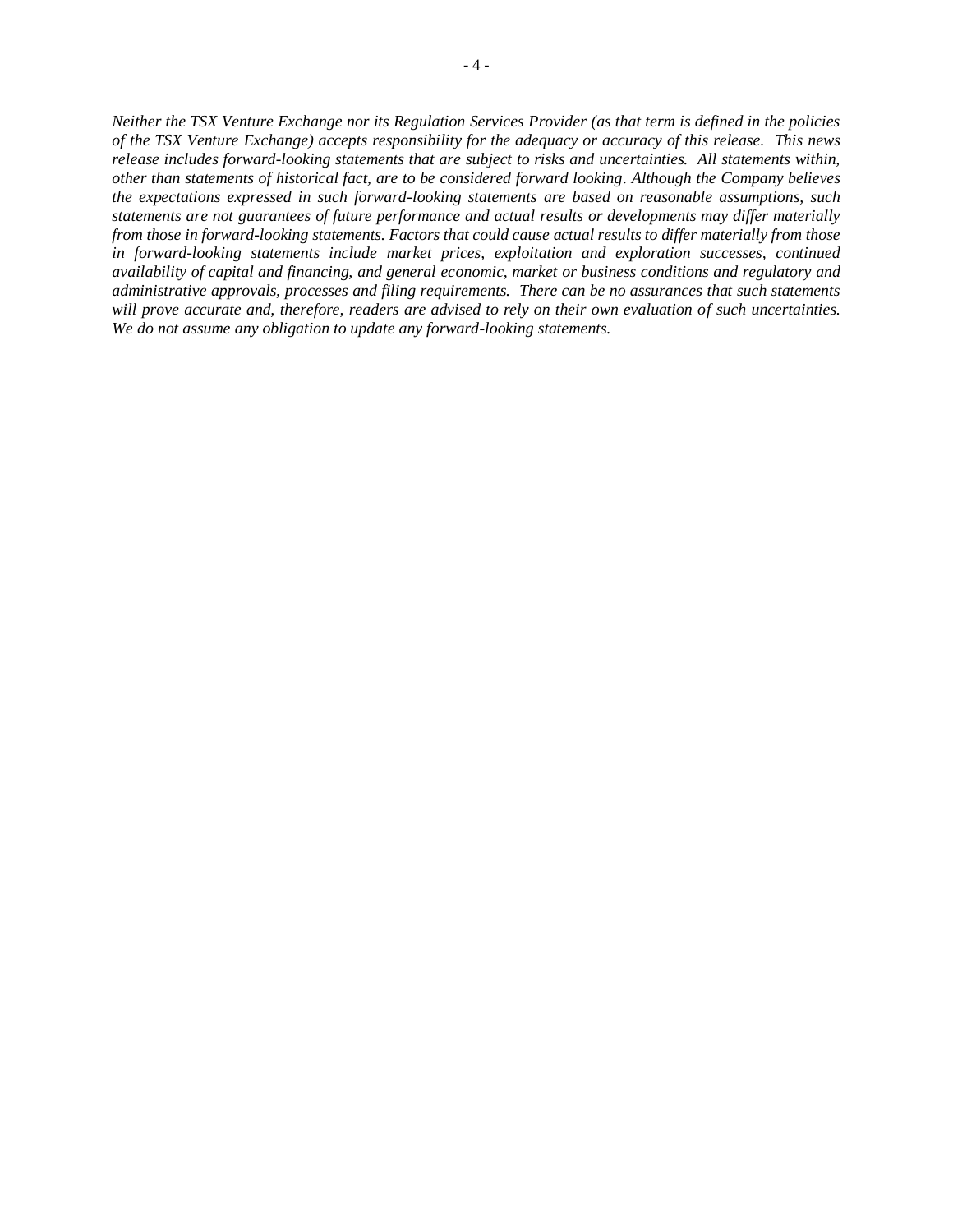*Neither the TSX Venture Exchange nor its Regulation Services Provider (as that term is defined in the policies of the TSX Venture Exchange) accepts responsibility for the adequacy or accuracy of this release. This news release includes forward-looking statements that are subject to risks and uncertainties. All statements within, other than statements of historical fact, are to be considered forward looking. Although the Company believes the expectations expressed in such forward-looking statements are based on reasonable assumptions, such statements are not guarantees of future performance and actual results or developments may differ materially from those in forward-looking statements. Factors that could cause actual results to differ materially from those in forward-looking statements include market prices, exploitation and exploration successes, continued availability of capital and financing, and general economic, market or business conditions and regulatory and administrative approvals, processes and filing requirements. There can be no assurances that such statements will prove accurate and, therefore, readers are advised to rely on their own evaluation of such uncertainties. We do not assume any obligation to update any forward-looking statements.*